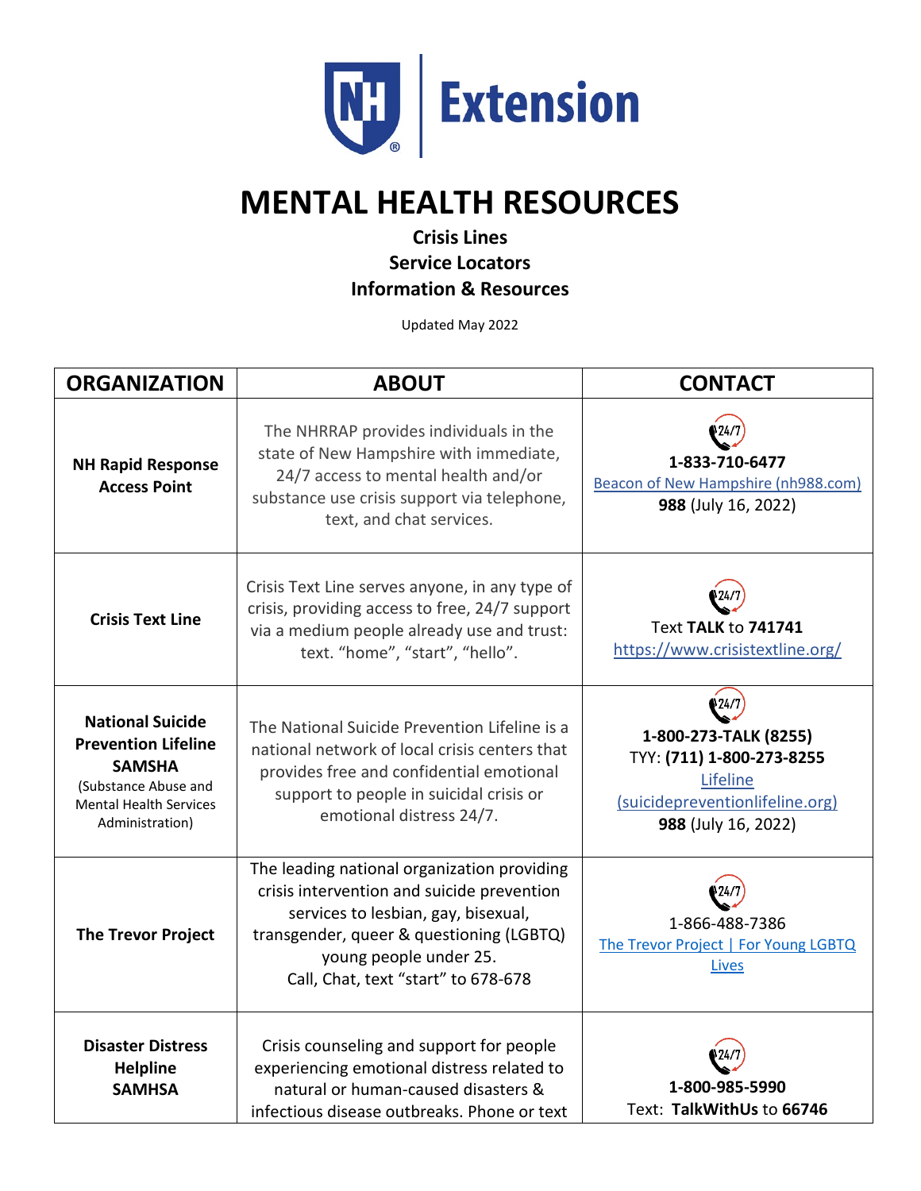# MENTAL HEALTH RESOURCES

**Crisis Lines**
**Service Locators**
**Information & Resources**

Updated May 2022

| ORGANIZATION | ABOUT | CONTACT |
|---|---|---|
| **NH Rapid Response Access Point** | The NHRRAP provides individuals in the state of New Hampshire with immediate, 24/7 access to mental health and/or substance use crisis support via telephone, text, and chat services. | 24/7<br>**1-833-710-6477**<br>Beacon of New Hampshire (nh988.com)<br>**988** (July 16, 2022) |
| **Crisis Text Line** | Crisis Text Line serves anyone, in any type of crisis, providing access to free, 24/7 support via a medium people already use and trust: text. "home", "start", "hello". | 24/7<br>Text **TALK** to **741741**<br>https://www.crisistextline.org/ |
| **National Suicide Prevention Lifeline SAMSHA** (Substance Abuse and Mental Health Services Administration) | The National Suicide Prevention Lifeline is a national network of local crisis centers that provides free and confidential emotional support to people in suicidal crisis or emotional distress 24/7. | 24/7<br>**1-800-273-TALK (8255)**<br>TYY: **(711) 1-800-273-8255**<br>Lifeline (suicidepreventionlifeline.org)<br>**988** (July 16, 2022) |
| **The Trevor Project** | The leading national organization providing crisis intervention and suicide prevention services to lesbian, gay, bisexual, transgender, queer & questioning (LGBTQ) young people under 25.<br>Call, Chat, text "start" to 678-678 | 24/7<br>1-866-488-7386<br>The Trevor Project \| For Young LGBTQ Lives |
| **Disaster Distress Helpline SAMHSA** | Crisis counseling and support for people experiencing emotional distress related to natural or human-caused disasters & infectious disease outbreaks. Phone or text | 24/7<br>**1-800-985-5990**<br>Text: **TalkWithUs** to **66746** |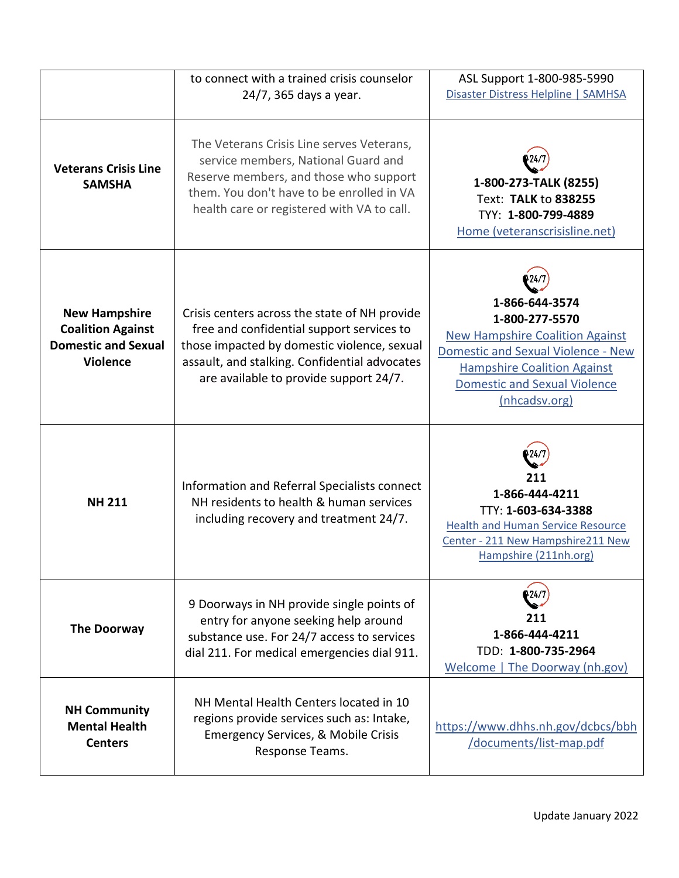| | | |
|---|---|---|
| | to connect with a trained crisis counselor 24/7, 365 days a year. | ASL Support 1-800-985-5990<br>[Disaster Distress Helpline \| SAMHSA] |
| **Veterans Crisis Line SAMSHA** | The Veterans Crisis Line serves Veterans, service members, National Guard and Reserve members, and those who support them. You don't have to be enrolled in VA health care or registered with VA to call. | 24/7<br>**1-800-273-TALK (8255)**<br>Text: **TALK** to **838255**<br>TYY: **1-800-799-4889**<br>[Home (veteranscrisisline.net)] |
| **New Hampshire Coalition Against Domestic and Sexual Violence** | Crisis centers across the state of NH provide free and confidential support services to those impacted by domestic violence, sexual assault, and stalking. Confidential advocates are available to provide support 24/7. | 24/7<br>**1-866-644-3574**<br>**1-800-277-5570**<br>[New Hampshire Coalition Against Domestic and Sexual Violence - New Hampshire Coalition Against Domestic and Sexual Violence (nhcadsv.org)] |
| **NH 211** | Information and Referral Specialists connect NH residents to health & human services including recovery and treatment 24/7. | 24/7<br>**211**<br>**1-866-444-4211**<br>TTY: **1-603-634-3388**<br>[Health and Human Service Resource Center - 211 New Hampshire211 New Hampshire (211nh.org)] |
| **The Doorway** | 9 Doorways in NH provide single points of entry for anyone seeking help around substance use. For 24/7 access to services dial 211. For medical emergencies dial 911. | 24/7<br>**211**<br>**1-866-444-4211**<br>TDD: **1-800-735-2964**<br>[Welcome \| The Doorway (nh.gov)] |
| **NH Community Mental Health Centers** | NH Mental Health Centers located in 10 regions provide services such as: Intake, Emergency Services, & Mobile Crisis Response Teams. | https://www.dhhs.nh.gov/dcbcs/bbh/documents/list-map.pdf |

Update January 2022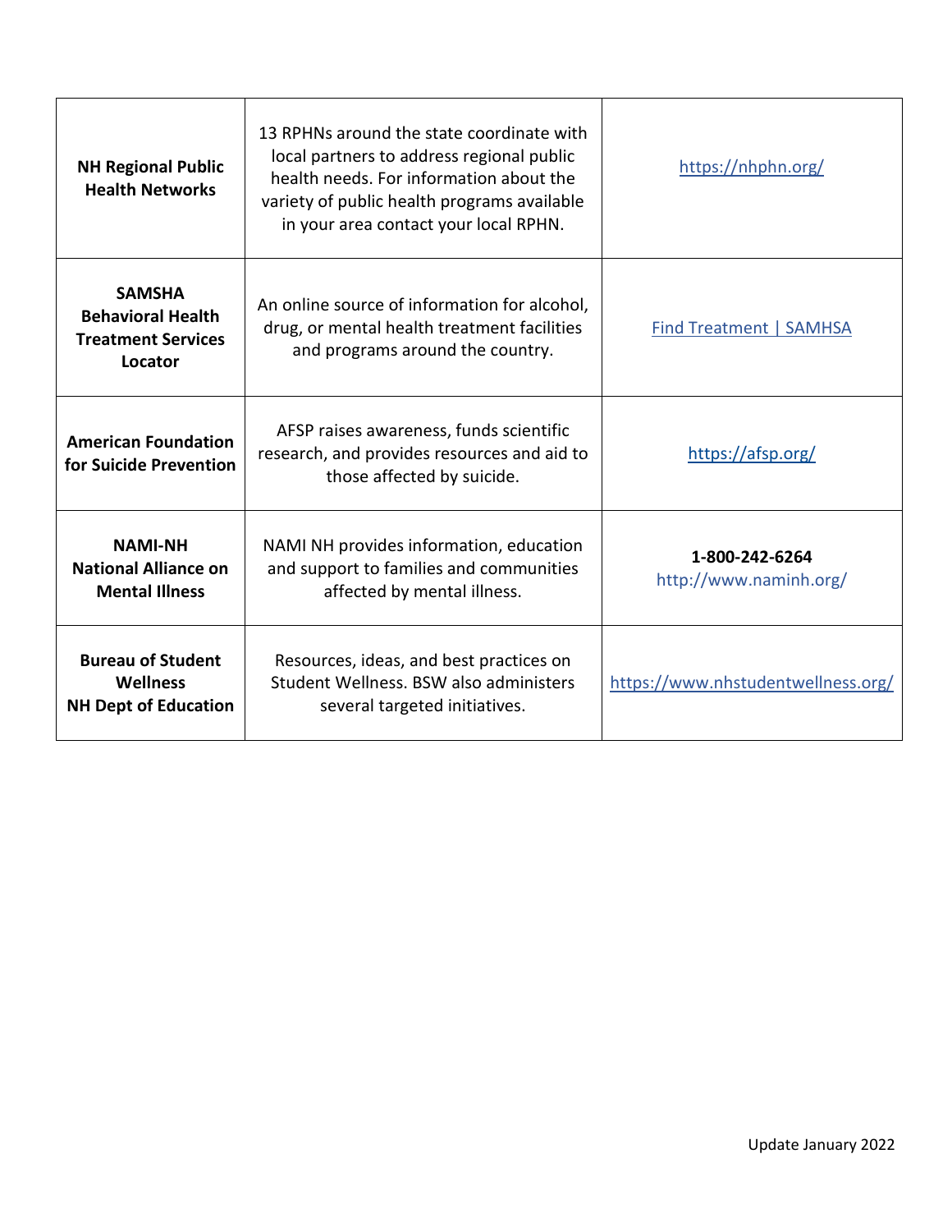| | | |
|---|---|---|
| **NH Regional Public Health Networks** | 13 RPHNs around the state coordinate with local partners to address regional public health needs. For information about the variety of public health programs available in your area contact your local RPHN. | https://nhphn.org/ |
| **SAMSHA Behavioral Health Treatment Services Locator** | An online source of information for alcohol, drug, or mental health treatment facilities and programs around the country. | Find Treatment \| SAMHSA |
| **American Foundation for Suicide Prevention** | AFSP raises awareness, funds scientific research, and provides resources and aid to those affected by suicide. | https://afsp.org/ |
| **NAMI-NH National Alliance on Mental Illness** | NAMI NH provides information, education and support to families and communities affected by mental illness. | **1-800-242-6264** http://www.naminh.org/ |
| **Bureau of Student Wellness NH Dept of Education** | Resources, ideas, and best practices on Student Wellness. BSW also administers several targeted initiatives. | https://www.nhstudentwellness.org/ |

Update January 2022